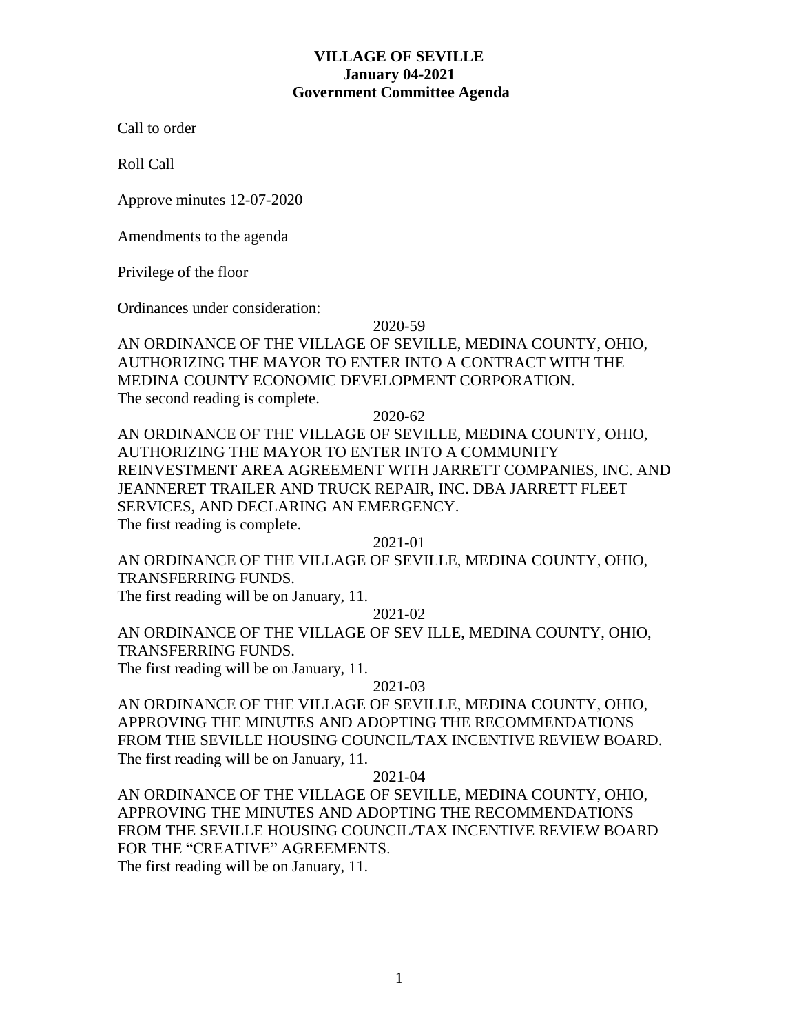**VILLAGE OF SEVILLE**
**January 04-2021**
**Government Committee Agenda**

Call to order

Roll Call

Approve minutes 12-07-2020

Amendments to the agenda

Privilege of the floor

Ordinances under consideration:

2020-59

AN ORDINANCE OF THE VILLAGE OF SEVILLE, MEDINA COUNTY, OHIO, AUTHORIZING THE MAYOR TO ENTER INTO A CONTRACT WITH THE MEDINA COUNTY ECONOMIC DEVELOPMENT CORPORATION.
The second reading is complete.

2020-62

AN ORDINANCE OF THE VILLAGE OF SEVILLE, MEDINA COUNTY, OHIO, AUTHORIZING THE MAYOR TO ENTER INTO A COMMUNITY REINVESTMENT AREA AGREEMENT WITH JARRETT COMPANIES, INC. AND JEANNERET TRAILER AND TRUCK REPAIR, INC. DBA JARRETT FLEET SERVICES, AND DECLARING AN EMERGENCY.
The first reading is complete.

2021-01

AN ORDINANCE OF THE VILLAGE OF SEVILLE, MEDINA COUNTY, OHIO, TRANSFERRING FUNDS.
The first reading will be on January, 11.

2021-02

AN ORDINANCE OF THE VILLAGE OF SEV ILLE, MEDINA COUNTY, OHIO, TRANSFERRING FUNDS.
The first reading will be on January, 11.

2021-03

AN ORDINANCE OF THE VILLAGE OF SEVILLE, MEDINA COUNTY, OHIO, APPROVING THE MINUTES AND ADOPTING THE RECOMMENDATIONS FROM THE SEVILLE HOUSING COUNCIL/TAX INCENTIVE REVIEW BOARD.
The first reading will be on January, 11.

2021-04

AN ORDINANCE OF THE VILLAGE OF SEVILLE, MEDINA COUNTY, OHIO, APPROVING THE MINUTES AND ADOPTING THE RECOMMENDATIONS FROM THE SEVILLE HOUSING COUNCIL/TAX INCENTIVE REVIEW BOARD FOR THE "CREATIVE" AGREEMENTS.
The first reading will be on January, 11.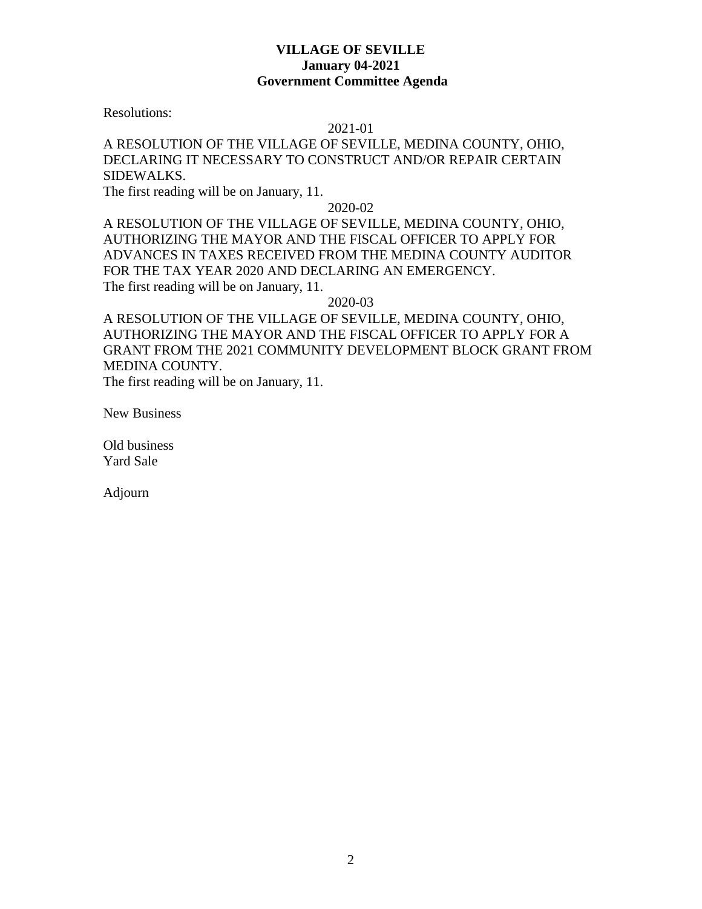**VILLAGE OF SEVILLE**
**January 04-2021**
**Government Committee Agenda**

Resolutions:

2021-01

A RESOLUTION OF THE VILLAGE OF SEVILLE, MEDINA COUNTY, OHIO, DECLARING IT NECESSARY TO CONSTRUCT AND/OR REPAIR CERTAIN SIDEWALKS.

The first reading will be on January, 11.

2020-02

A RESOLUTION OF THE VILLAGE OF SEVILLE, MEDINA COUNTY, OHIO, AUTHORIZING THE MAYOR AND THE FISCAL OFFICER TO APPLY FOR ADVANCES IN TAXES RECEIVED FROM THE MEDINA COUNTY AUDITOR FOR THE TAX YEAR 2020 AND DECLARING AN EMERGENCY.

The first reading will be on January, 11.

2020-03

A RESOLUTION OF THE VILLAGE OF SEVILLE, MEDINA COUNTY, OHIO, AUTHORIZING THE MAYOR AND THE FISCAL OFFICER TO APPLY FOR A GRANT FROM THE 2021 COMMUNITY DEVELOPMENT BLOCK GRANT FROM MEDINA COUNTY.

The first reading will be on January, 11.

New Business

Old business
Yard Sale

Adjourn